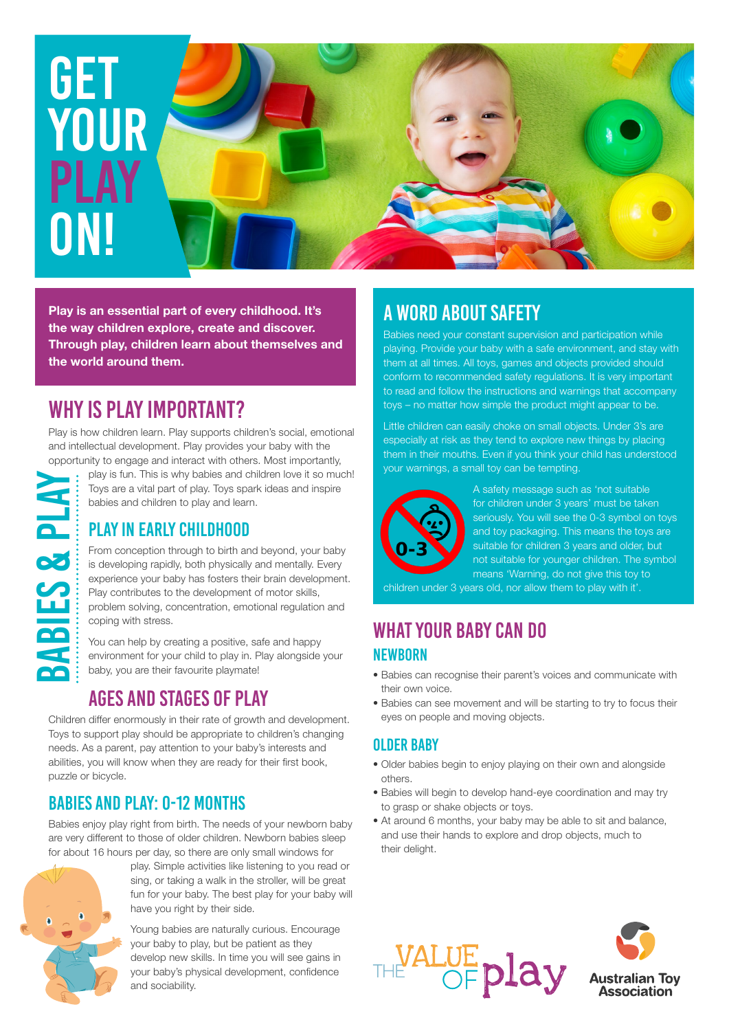# GET YOUR PLAY ON!

**Play is an essential part of every childhood. It's the way children explore, create and discover. Through play, children learn about themselves and the world around them.**

BABIES & PLAY

## WHY IS PLAY IMPORTANT?

Play is how children learn. Play supports children's social, emotional and intellectual development. Play provides your baby with the opportunity to engage and interact with others. Most importantly, play is fun. This is why babies and children love it so much! Toys are a vital part of play. Toys spark ideas and inspire babies and children to play and learn.

## PLAY IN EARLY CHILDHOOD

From conception through to birth and beyond, your baby is developing rapidly, both physically and mentally. Every experience your baby has fosters their brain development. Play contributes to the development of motor skills, problem solving, concentration, emotional regulation and coping with stress.

You can help by creating a positive, safe and happy environment for your child to play in. Play alongside your baby, you are their favourite playmate!

## AGES AND STAGES OF PLAY

Children differ enormously in their rate of growth and development. Toys to support play should be appropriate to children's changing needs. As a parent, pay attention to your baby's interests and abilities, you will know when they are ready for their first book, puzzle or bicycle.

## BABIES AND PLAY: 0-12 MONTHS

Babies enjoy play right from birth. The needs of your newborn baby are very different to those of older children. Newborn babies sleep for about 16 hours per day, so there are only small windows for play. Simple activities like listening to you read or sing, or taking a walk in the stroller, will be great fun for your baby. The best play for your baby will have you right by their side.

Young babies are naturally curious. Encourage your baby to play, but be patient as they develop new skills. In time you will see gains in your baby's physical development, confidence and sociability.

## A WORD ABOUT SAFETY

Babies need your constant supervision and participation while playing. Provide your baby with a safe environment, and stay with them at all times. All toys, games and objects provided should conform to recommended safety regulations. It is very important to read and follow the instructions and warnings that accompany toys – no matter how simple the product might appear to be.

Little children can easily choke on small objects. Under 3's are especially at risk as they tend to explore new things by placing them in their mouths. Even if you think your child has understood your warnings, a small toy can be tempting.

A safety message such as 'not suitable for children under 3 years' must be taken seriously. You will see the 0-3 symbol on toys and toy packaging. This means the toys are suitable for children 3 years and older, but not suitable for younger children. The symbol means 'Warning, do not give this toy to children under 3 years old, nor allow them to play with it'.

## WHAT YOUR BABY CAN DO

### NEWBORN

- Babies can recognise their parent's voices and communicate with their own voice.
- Babies can see movement and will be starting to try to focus their eyes on people and moving objects.

### OLDER BABY

- Older babies begin to enjoy playing on their own and alongside others.
- Babies will begin to develop hand-eye coordination and may try to grasp or shake objects or toys.
- At around 6 months, your baby may be able to sit and balance, and use their hands to explore and drop objects, much to their delight.

THE VALUE OF play

Australian Toy Association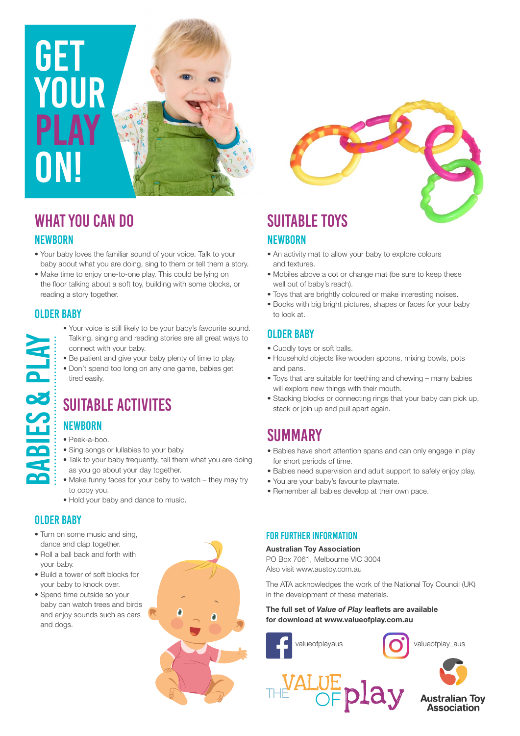# GET YOUR PLAY ON!

## BABIES & PLAY

## WHAT YOU CAN DO

### NEWBORN

- Your baby loves the familiar sound of your voice. Talk to your baby about what you are doing, sing to them or tell them a story.
- Make time to enjoy one-to-one play. This could be lying on the floor talking about a soft toy, building with some blocks, or reading a story together.

### OLDER BABY

- Your voice is still likely to be your baby's favourite sound. Talking, singing and reading stories are all great ways to connect with your baby.
- Be patient and give your baby plenty of time to play.
- Don't spend too long on any one game, babies get tired easily.

## SUITABLE ACTIVITES

### NEWBORN

- Peek-a-boo.
- Sing songs or lullabies to your baby.
- Talk to your baby frequently, tell them what you are doing as you go about your day together.
- Make funny faces for your baby to watch – they may try to copy you.
- Hold your baby and dance to music.

### OLDER BABY

- Turn on some music and sing, dance and clap together.
- Roll a ball back and forth with your baby.
- Build a tower of soft blocks for your baby to knock over.
- Spend time outside so your baby can watch trees and birds and enjoy sounds such as cars and dogs.

## SUITABLE TOYS

### NEWBORN

- An activity mat to allow your baby to explore colours and textures.
- Mobiles above a cot or change mat (be sure to keep these well out of baby's reach).
- Toys that are brightly coloured or make interesting noises.
- Books with big bright pictures, shapes or faces for your baby to look at.

### OLDER BABY

- Cuddly toys or soft balls.
- Household objects like wooden spoons, mixing bowls, pots and pans.
- Toys that are suitable for teething and chewing – many babies will explore new things with their mouth.
- Stacking blocks or connecting rings that your baby can pick up, stack or join up and pull apart again.

## SUMMARY

- Babies have short attention spans and can only engage in play for short periods of time.
- Babies need supervision and adult support to safely enjoy play.
- You are your baby's favourite playmate.
- Remember all babies develop at their own pace.

### FOR FURTHER INFORMATION

**Australian Toy Association**
PO Box 7061, Melbourne VIC 3004
Also visit www.austoy.com.au

The ATA acknowledges the work of the National Toy Council (UK) in the development of these materials.

**The full set of *Value of Play* leaflets are available for download at www.valueofplay.com.au**

valueofplayaus

valueofplay_aus

THE VALUE OF play

Australian Toy Association